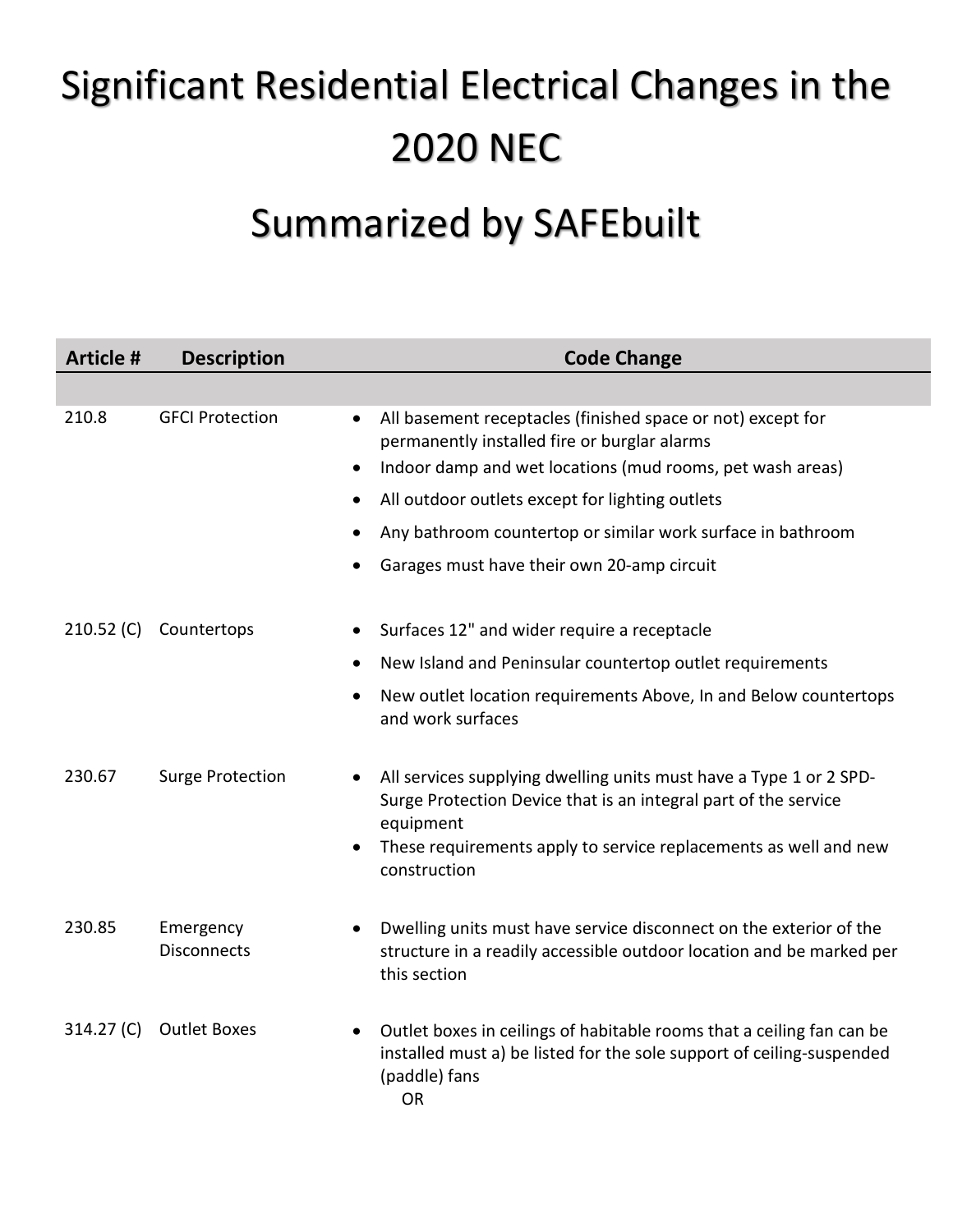# Significant Residential Electrical Changes in the 2020 NEC

# Summarized by SAFEbuilt

| Article # | Description | Code Change |
| --- | --- | --- |
| 210.8 | GFCI Protection | • All basement receptacles (finished space or not) except for permanently installed fire or burglar alarms<br>• Indoor damp and wet locations (mud rooms, pet wash areas)<br>• All outdoor outlets except for lighting outlets<br>• Any bathroom countertop or similar work surface in bathroom<br>• Garages must have their own 20-amp circuit |
| 210.52 (C) | Countertops | • Surfaces 12" and wider require a receptacle<br>• New Island and Peninsular countertop outlet requirements<br>• New outlet location requirements Above, In and Below countertops and work surfaces |
| 230.67 | Surge Protection | • All services supplying dwelling units must have a Type 1 or 2 SPD-Surge Protection Device that is an integral part of the service equipment<br>• These requirements apply to service replacements as well and new construction |
| 230.85 | Emergency Disconnects | • Dwelling units must have service disconnect on the exterior of the structure in a readily accessible outdoor location and be marked per this section |
| 314.27 (C) | Outlet Boxes | • Outlet boxes in ceilings of habitable rooms that a ceiling fan can be installed must a) be listed for the sole support of ceiling-suspended (paddle) fans<br>OR |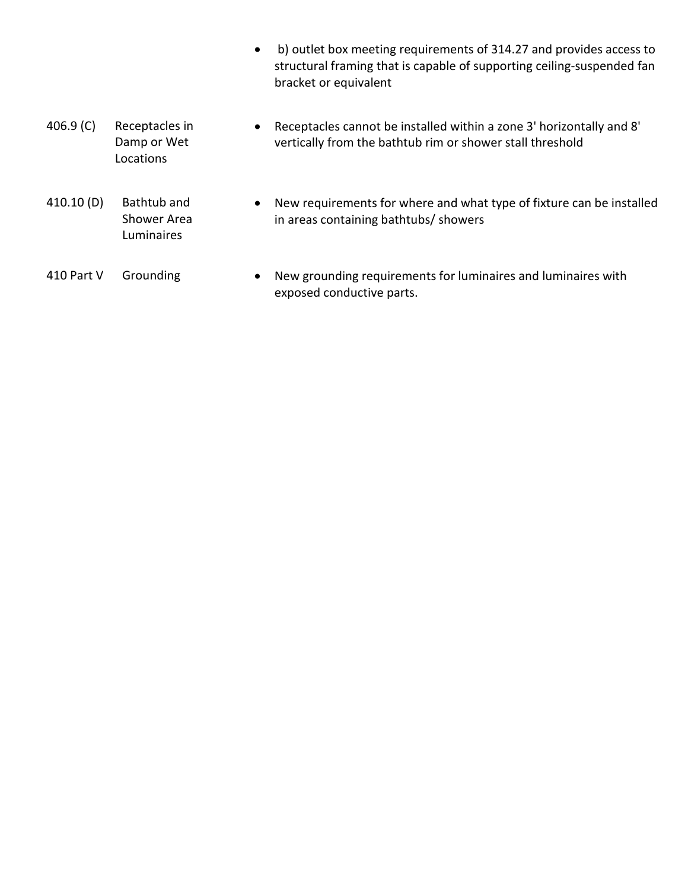| | | |
|---|---|---|
| | | • b) outlet box meeting requirements of 314.27 and provides access to structural framing that is capable of supporting ceiling-suspended fan bracket or equivalent |
| 406.9 (C) | Receptacles in Damp or Wet Locations | • Receptacles cannot be installed within a zone 3' horizontally and 8' vertically from the bathtub rim or shower stall threshold |
| 410.10 (D) | Bathtub and Shower Area Luminaires | • New requirements for where and what type of fixture can be installed in areas containing bathtubs/ showers |
| 410 Part V | Grounding | • New grounding requirements for luminaires and luminaires with exposed conductive parts. |